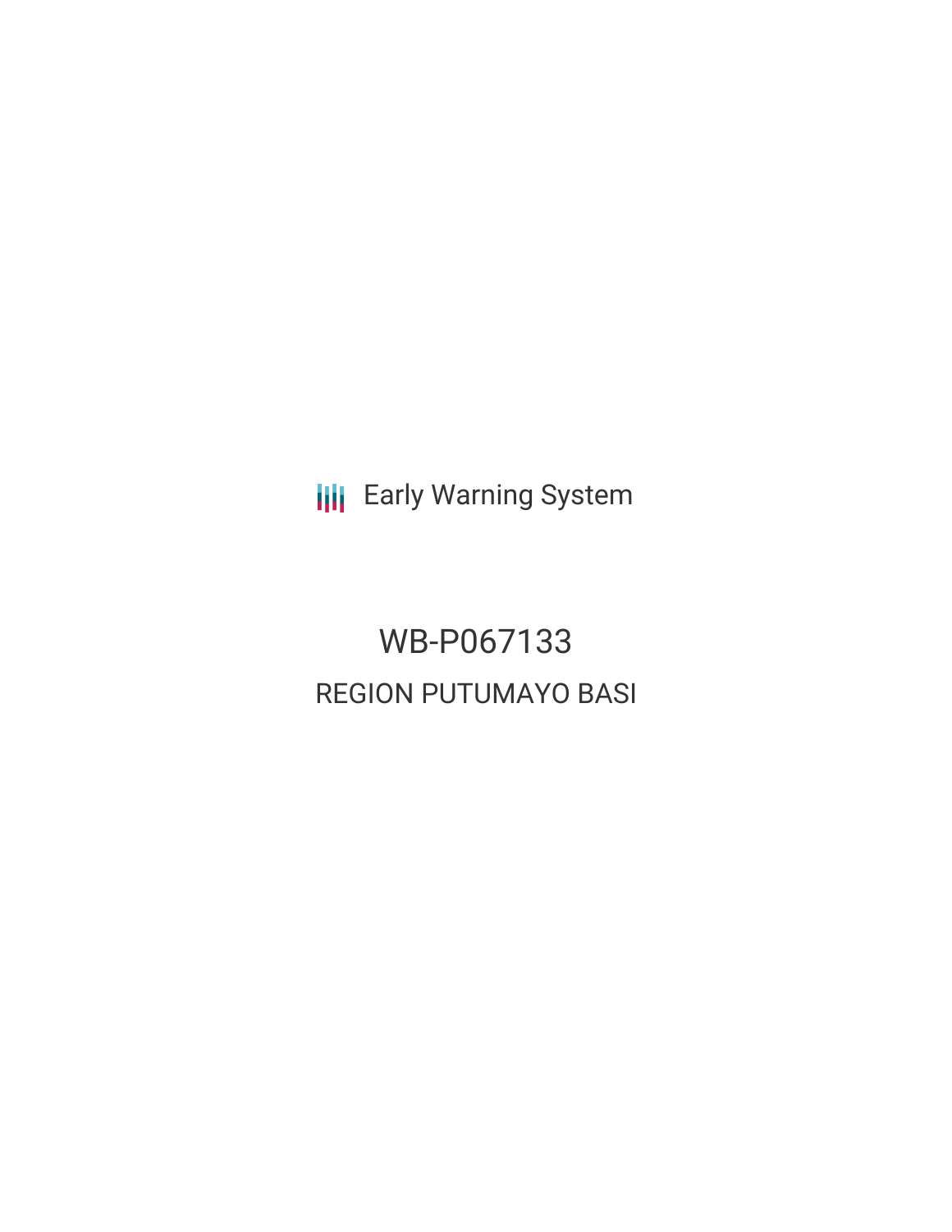Early Warning System

# WB-P067133

## REGION PUTUMAYO BASI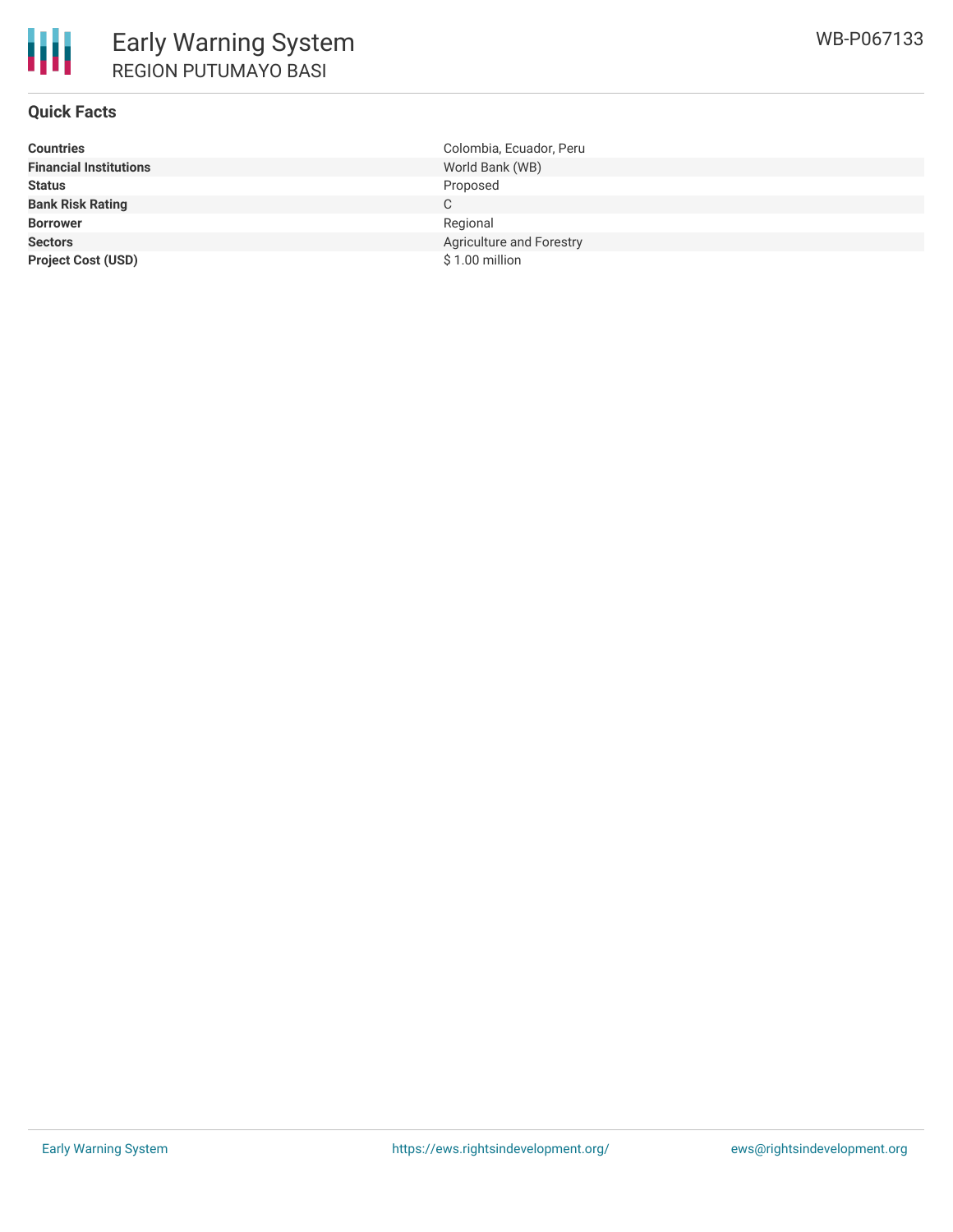# Early Warning System

## REGION PUTUMAYO BASI

WB-P067133

### Quick Facts

| | |
|---|---|
| **Countries** | Colombia, Ecuador, Peru |
| **Financial Institutions** | World Bank (WB) |
| **Status** | Proposed |
| **Bank Risk Rating** | C |
| **Borrower** | Regional |
| **Sectors** | Agriculture and Forestry |
| **Project Cost (USD)** | $ 1.00 million |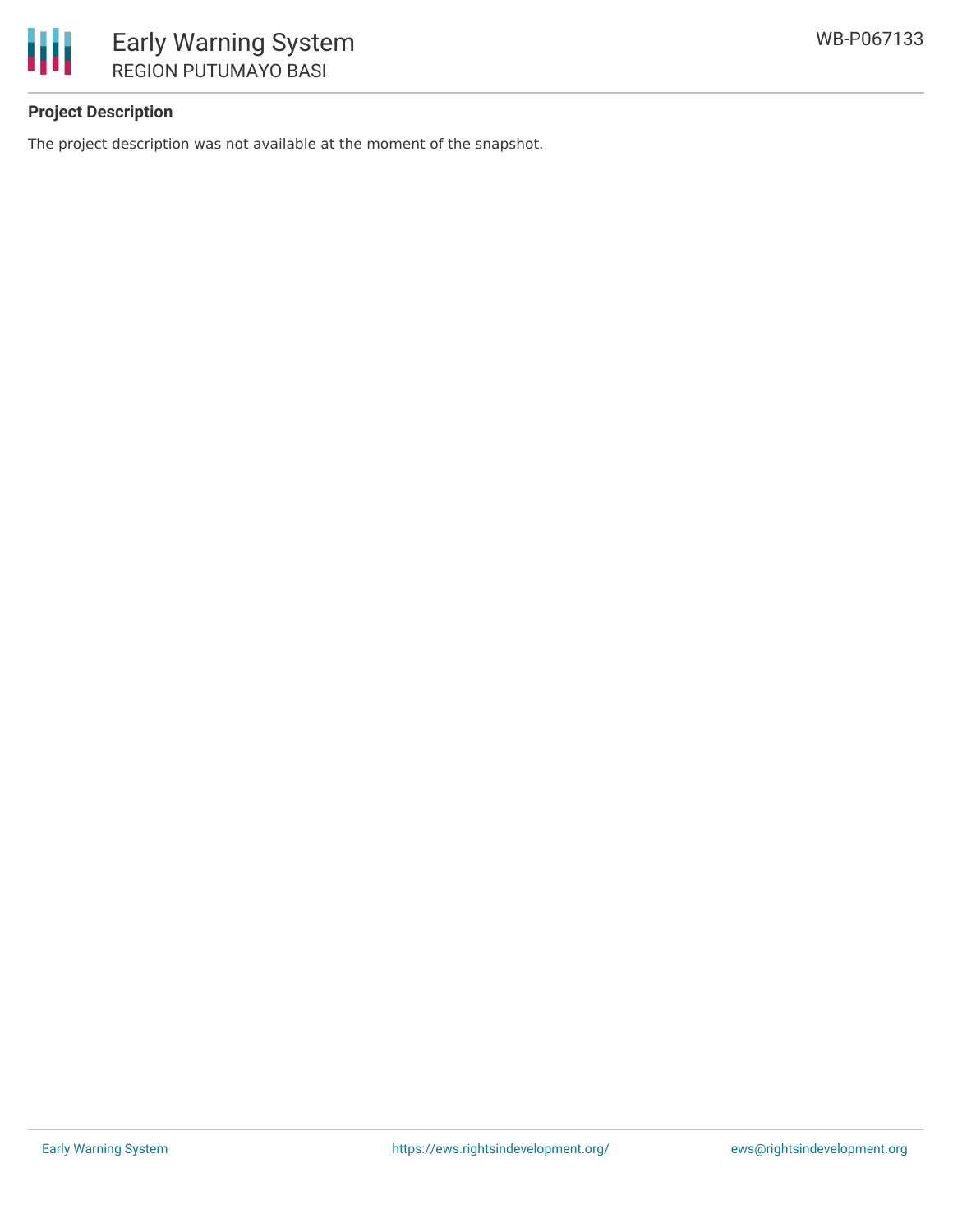**Project Description**

The project description was not available at the moment of the snapshot.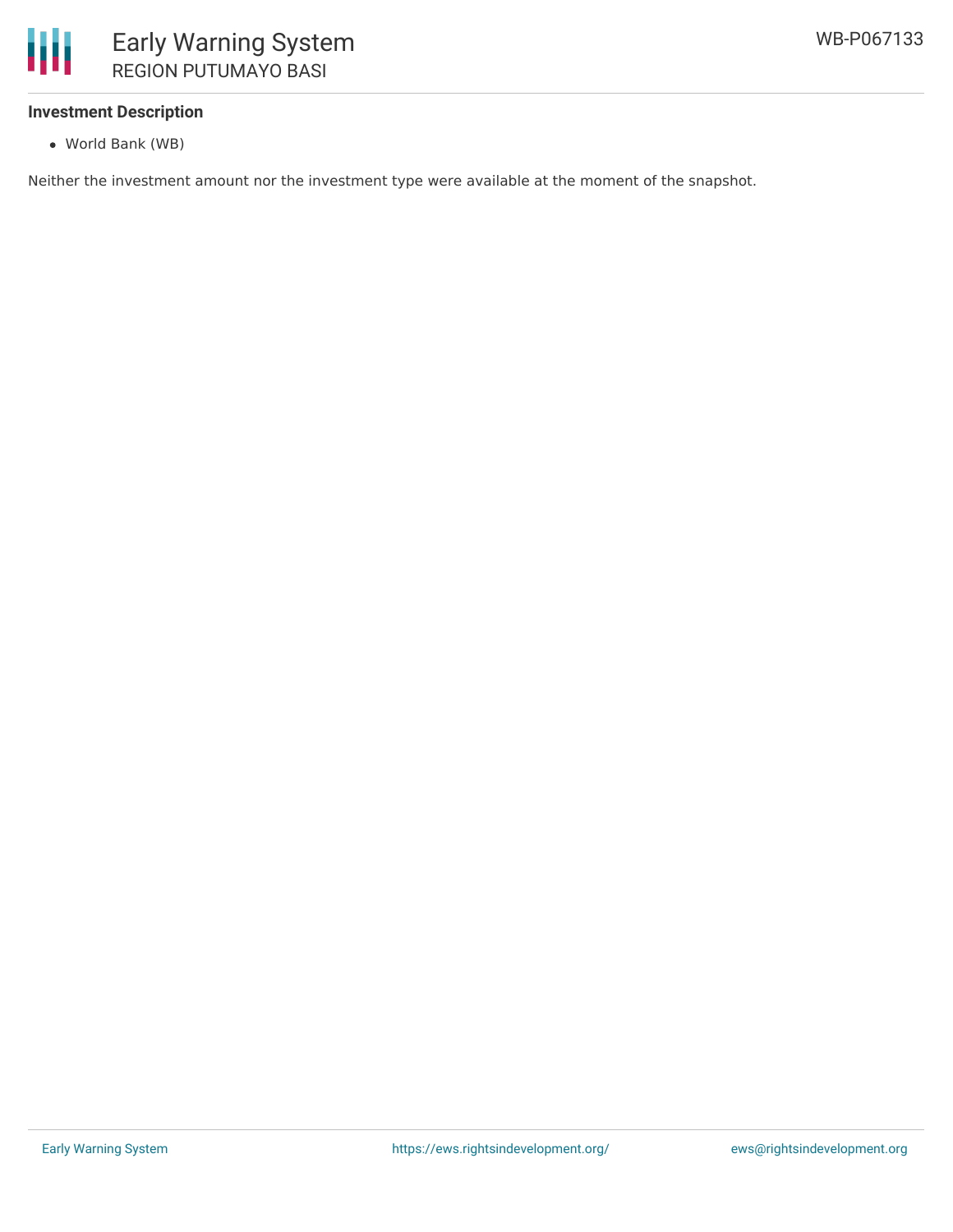### Investment Description

- World Bank (WB)

Neither the investment amount nor the investment type were available at the moment of the snapshot.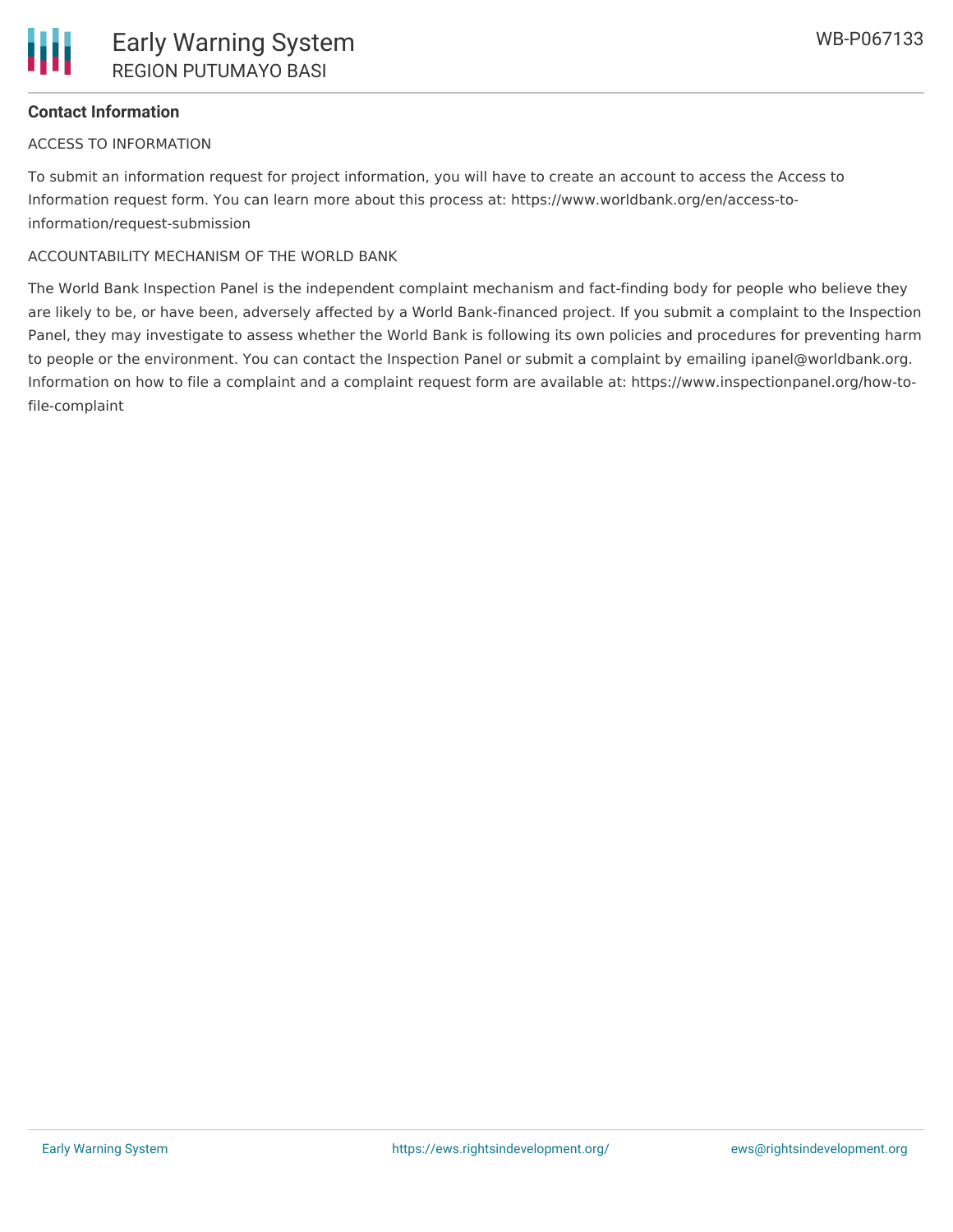**Contact Information**

ACCESS TO INFORMATION

To submit an information request for project information, you will have to create an account to access the Access to Information request form. You can learn more about this process at: https://www.worldbank.org/en/access-to-information/request-submission

ACCOUNTABILITY MECHANISM OF THE WORLD BANK

The World Bank Inspection Panel is the independent complaint mechanism and fact-finding body for people who believe they are likely to be, or have been, adversely affected by a World Bank-financed project. If you submit a complaint to the Inspection Panel, they may investigate to assess whether the World Bank is following its own policies and procedures for preventing harm to people or the environment. You can contact the Inspection Panel or submit a complaint by emailing ipanel@worldbank.org. Information on how to file a complaint and a complaint request form are available at: https://www.inspectionpanel.org/how-to-file-complaint